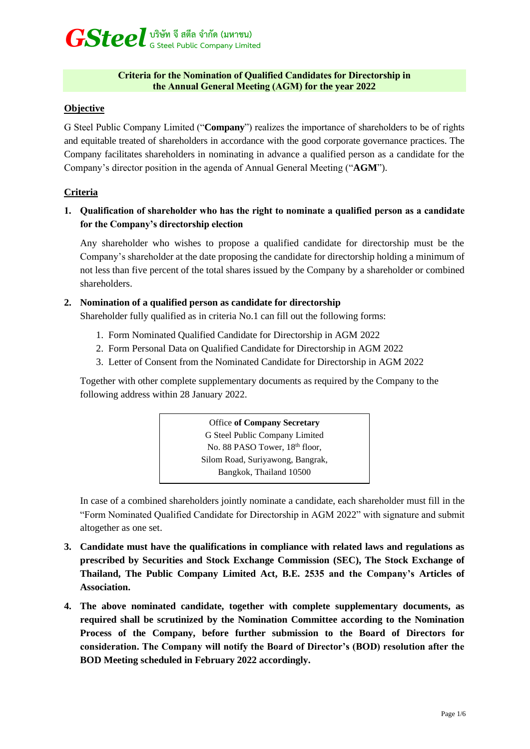**GSteel** บริษัท จี สตีล จำกัด (มหาชน)
G Steel Public Company Limited

# Criteria for the Nomination of Qualified Candidates for Directorship in the Annual General Meeting (AGM) for the year 2022

## Objective

G Steel Public Company Limited ("**Company**") realizes the importance of shareholders to be of rights and equitable treated of shareholders in accordance with the good corporate governance practices. The Company facilitates shareholders in nominating in advance a qualified person as a candidate for the Company's director position in the agenda of Annual General Meeting ("**AGM**").

## Criteria

1. **Qualification of shareholder who has the right to nominate a qualified person as a candidate for the Company's directorship election**

   Any shareholder who wishes to propose a qualified candidate for directorship must be the Company's shareholder at the date proposing the candidate for directorship holding a minimum of not less than five percent of the total shares issued by the Company by a shareholder or combined shareholders.

2. **Nomination of a qualified person as candidate for directorship**

   Shareholder fully qualified as in criteria No.1 can fill out the following forms:

   1. Form Nominated Qualified Candidate for Directorship in AGM 2022
   2. Form Personal Data on Qualified Candidate for Directorship in AGM 2022
   3. Letter of Consent from the Nominated Candidate for Directorship in AGM 2022

   Together with other complete supplementary documents as required by the Company to the following address within 28 January 2022.

   > Office **of Company Secretary**
   > G Steel Public Company Limited
   > No. 88 PASO Tower, 18th floor,
   > Silom Road, Suriyawong, Bangrak,
   > Bangkok, Thailand 10500

   In case of a combined shareholders jointly nominate a candidate, each shareholder must fill in the "Form Nominated Qualified Candidate for Directorship in AGM 2022" with signature and submit altogether as one set.

3. **Candidate must have the qualifications in compliance with related laws and regulations as prescribed by Securities and Stock Exchange Commission (SEC), The Stock Exchange of Thailand, The Public Company Limited Act, B.E. 2535 and the Company's Articles of Association.**

4. **The above nominated candidate, together with complete supplementary documents, as required shall be scrutinized by the Nomination Committee according to the Nomination Process of the Company, before further submission to the Board of Directors for consideration. The Company will notify the Board of Director's (BOD) resolution after the BOD Meeting scheduled in February 2022 accordingly.**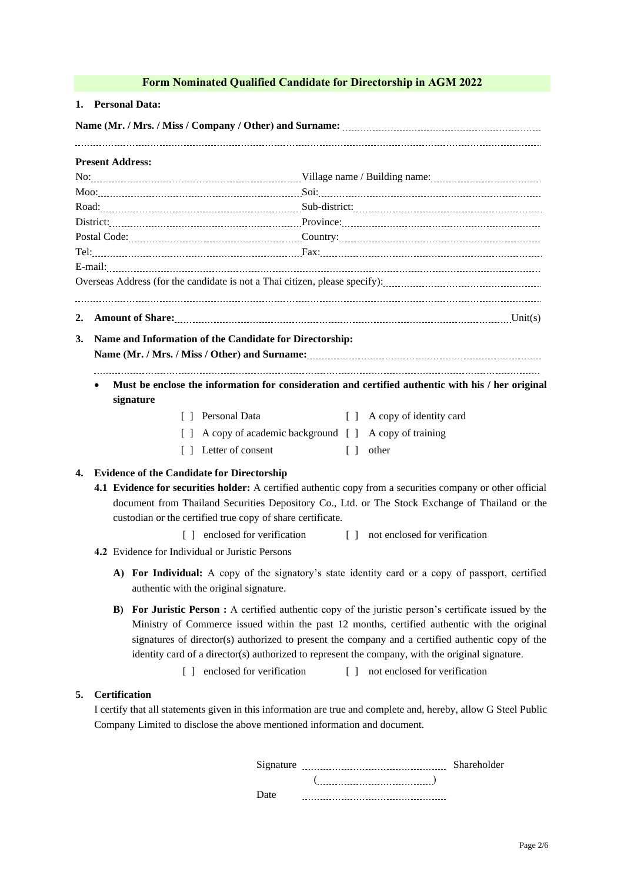## Form Nominated Qualified Candidate for Directorship in AGM 2022

**1. Personal Data:**

**Name (Mr. / Mrs. / Miss / Company / Other) and Surname:** ..........................................................................

..........................................................................................................................................................

**Present Address:**

No: .......................................................... Village name / Building name: ..........................................

Moo: ........................................................ Soi: ..........................................................................

Road: ....................................................... Sub-district: ..............................................................

District: .................................................... Province: ....................................................................

Postal Code: ............................................. Country: .....................................................................

Tel: ........................................................... Fax: .........................................................................

E-mail: ..........................................................................................................................................

Overseas Address (for the candidate is not a Thai citizen, please specify): ..............................................

..........................................................................................................................................................

**2. Amount of Share:** .................................................................................................................. Unit(s)

**3. Name and Information of the Candidate for Directorship:**
**Name (Mr. / Mrs. / Miss / Other) and Surname:** ...............................................................................

..........................................................................................................................................................

- **Must be enclose the information for consideration and certified authentic with his / her original signature**

  [ ] Personal Data [ ] A copy of identity card

  [ ] A copy of academic background [ ] A copy of training

  [ ] Letter of consent [ ] other

**4. Evidence of the Candidate for Directorship**

**4.1 Evidence for securities holder:** A certified authentic copy from a securities company or other official document from Thailand Securities Depository Co., Ltd. or The Stock Exchange of Thailand or the custodian or the certified true copy of share certificate.

[ ] enclosed for verification [ ] not enclosed for verification

**4.2** Evidence for Individual or Juristic Persons

**A) For Individual:** A copy of the signatory's state identity card or a copy of passport, certified authentic with the original signature.

**B) For Juristic Person :** A certified authentic copy of the juristic person's certificate issued by the Ministry of Commerce issued within the past 12 months, certified authentic with the original signatures of director(s) authorized to present the company and a certified authentic copy of the identity card of a director(s) authorized to represent the company, with the original signature.

[ ] enclosed for verification [ ] not enclosed for verification

**5. Certification**

I certify that all statements given in this information are true and complete and, hereby, allow G Steel Public Company Limited to disclose the above mentioned information and document.

Signature .............................................. Shareholder

(..........................................)

Date ..............................................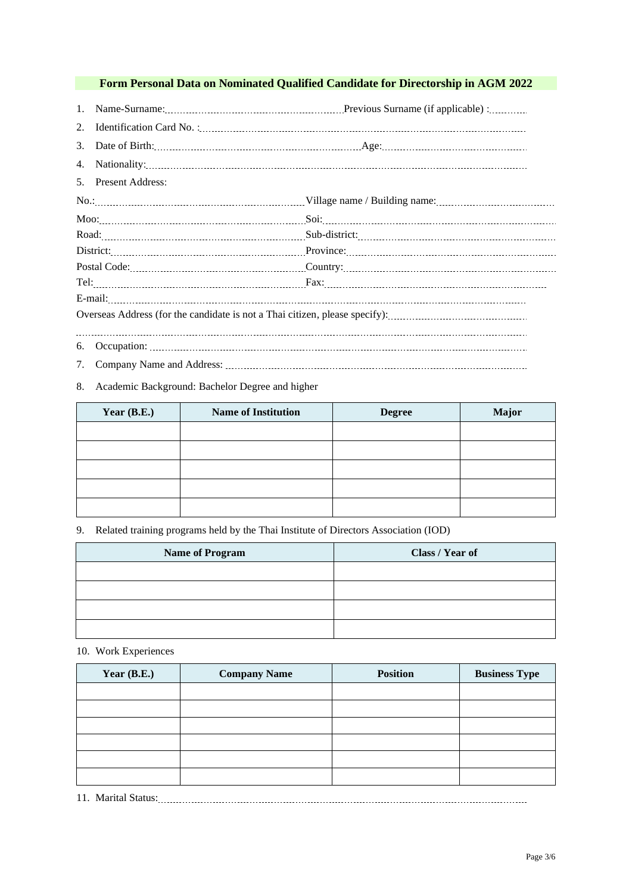## Form Personal Data on Nominated Qualified Candidate for Directorship in AGM 2022

1. Name-Surname:………………………………… Previous Surname (if applicable) :…………
2. Identification Card No. :…………………………………………………………………………
3. Date of Birth:……………………………………… Age:……………………………………
4. Nationality:……………………………………………………………………………………
5. Present Address:

No.:……………………………………… Village name / Building name:…………………………

Moo:……………………………………… Soi:……………………………………………………

Road:……………………………………… Sub-district:………………………………………………

District:…………………………………… Province:…………………………………………………

Postal Code:……………………………… Country:…………………………………………………

Tel:………………………………………… Fax:……………………………………………………

E-mail:…………………………………………………………………………………………

Overseas Address (for the candidate is not a Thai citizen, please specify):…………………………

……………………………………………………………………………………………………

6. Occupation: ……………………………………………………………………………………
7. Company Name and Address: ………………………………………………………………
8. Academic Background: Bachelor Degree and higher

| Year (B.E.) | Name of Institution | Degree | Major |
|---|---|---|---|
| | | | |
| | | | |
| | | | |
| | | | |
| | | | |

9. Related training programs held by the Thai Institute of Directors Association (IOD)

| Name of Program | Class / Year of |
|---|---|
| | |
| | |
| | |
| | |

10. Work Experiences

| Year (B.E.) | Company Name | Position | Business Type |
|---|---|---|---|
| | | | |
| | | | |
| | | | |
| | | | |
| | | | |
| | | | |

11. Marital Status:…………………………………………………………………………………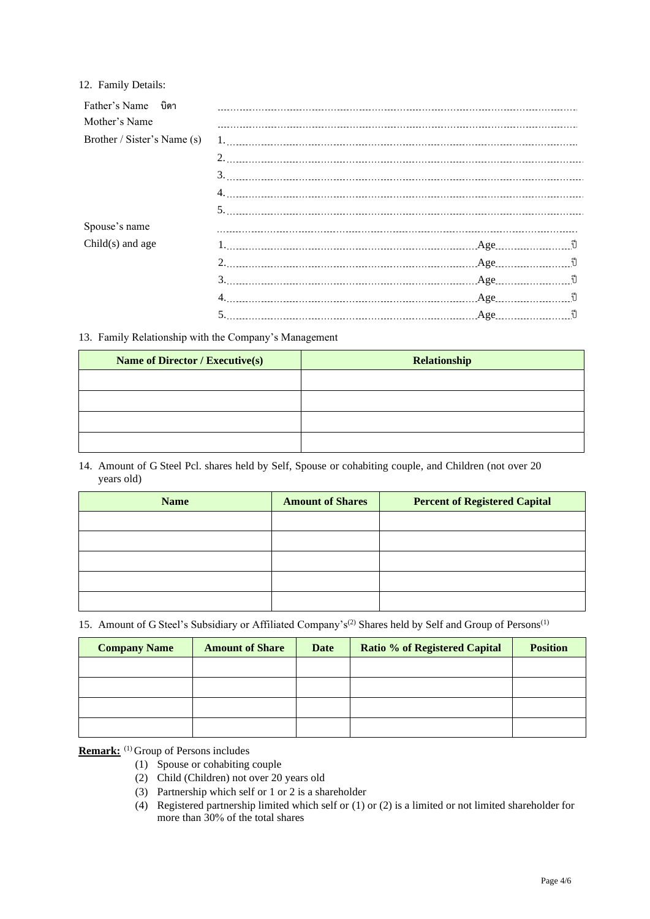12. Family Details:

Father's Name บิดา ..........................................................................................................

Mother's Name ..........................................................................................................

Brother / Sister's Name (s)
1. ..........................................................................................................
2. ..........................................................................................................
3. ..........................................................................................................
4. ..........................................................................................................
5. ..........................................................................................................

Spouse's name ..........................................................................................................

Child(s) and age
1. ............................................................................ Age .................... ปี
2. ............................................................................ Age .................... ปี
3. ............................................................................ Age .................... ปี
4. ............................................................................ Age .................... ปี
5. ............................................................................ Age .................... ปี

13. Family Relationship with the Company's Management

| Name of Director / Executive(s) | Relationship |
|---|---|
| | |
| | |
| | |
| | |

14. Amount of G Steel Pcl. shares held by Self, Spouse or cohabiting couple, and Children (not over 20 years old)

| Name | Amount of Shares | Percent of Registered Capital |
|---|---|---|
| | | |
| | | |
| | | |
| | | |
| | | |

15. Amount of G Steel's Subsidiary or Affiliated Company's[2] Shares held by Self and Group of Persons[1]

| Company Name | Amount of Share | Date | Ratio % of Registered Capital | Position |
|---|---|---|---|---|
| | | | | |
| | | | | |
| | | | | |
| | | | | |

**Remark:** [1] Group of Persons includes

(1) Spouse or cohabiting couple
(2) Child (Children) not over 20 years old
(3) Partnership which self or 1 or 2 is a shareholder
(4) Registered partnership limited which self or (1) or (2) is a limited or not limited shareholder for more than 30% of the total shares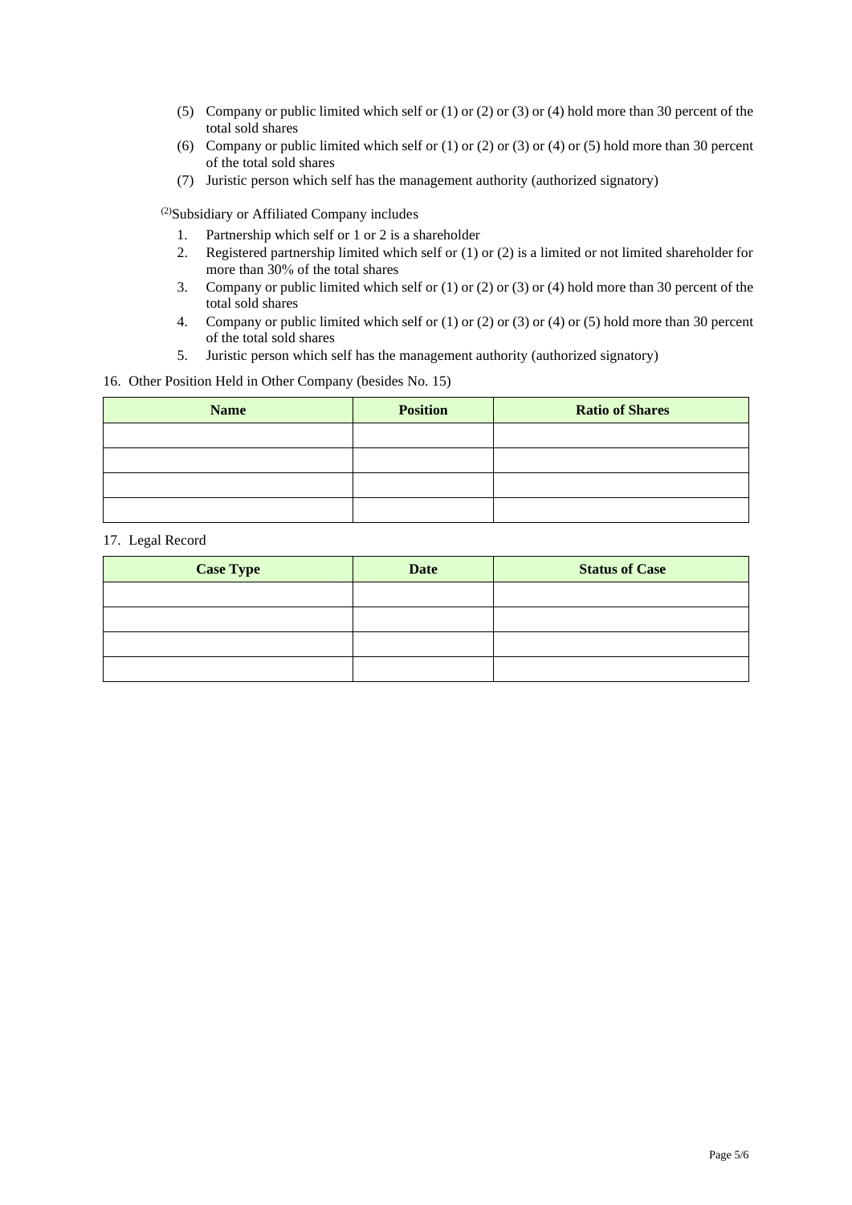(5) Company or public limited which self or (1) or (2) or (3) or (4) hold more than 30 percent of the total sold shares
(6) Company or public limited which self or (1) or (2) or (3) or (4) or (5) hold more than 30 percent of the total sold shares
(7) Juristic person which self has the management authority (authorized signatory)

[2]Subsidiary or Affiliated Company includes

1. Partnership which self or 1 or 2 is a shareholder
2. Registered partnership limited which self or (1) or (2) is a limited or not limited shareholder for more than 30% of the total shares
3. Company or public limited which self or (1) or (2) or (3) or (4) hold more than 30 percent of the total sold shares
4. Company or public limited which self or (1) or (2) or (3) or (4) or (5) hold more than 30 percent of the total sold shares
5. Juristic person which self has the management authority (authorized signatory)

16. Other Position Held in Other Company (besides No. 15)

| Name | Position | Ratio of Shares |
|---|---|---|
| | | |
| | | |
| | | |
| | | |

17. Legal Record

| Case Type | Date | Status of Case |
|---|---|---|
| | | |
| | | |
| | | |
| | | |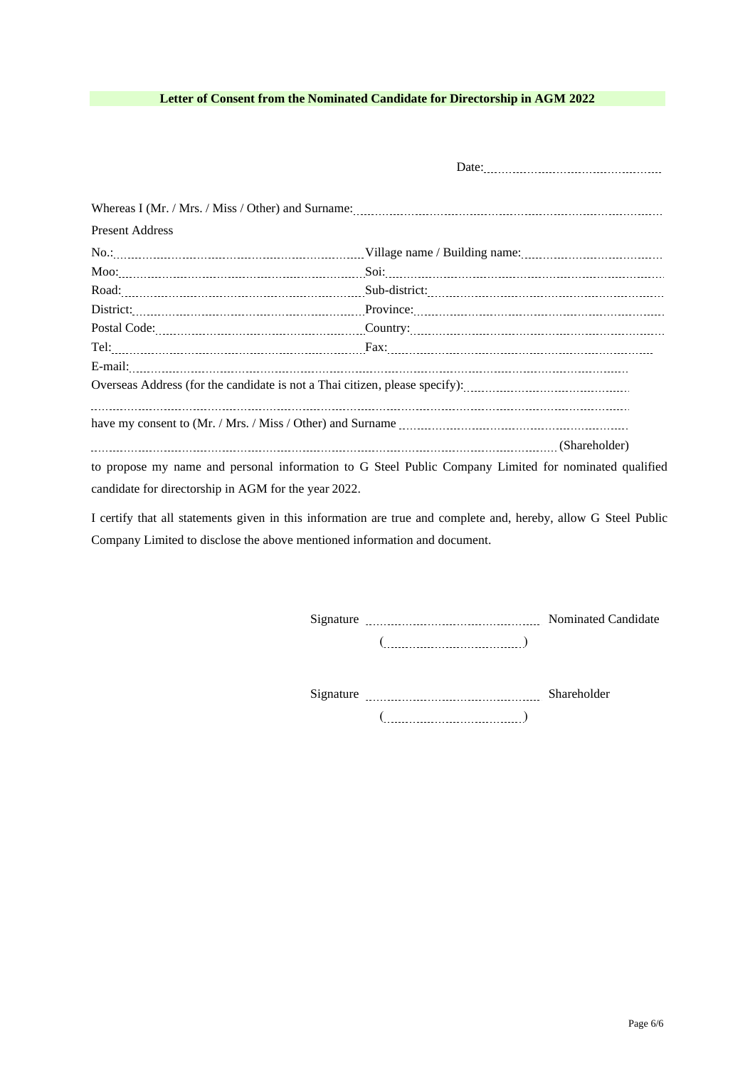**Letter of Consent from the Nominated Candidate for Directorship in AGM 2022**

Date:............................................

Whereas I (Mr. / Mrs. / Miss / Other) and Surname:............................................................................................

Present Address

No.:.......................................................... Village name / Building name:..........................................

Moo:.......................................................... Soi:.............................................................................

Road:.......................................................... Sub-district:..............................................................

District:.......................................................... Province:...................................................................

Postal Code:.......................................................... Country:...................................................................

Tel:.......................................................... Fax:...........................................................................

E-mail:............................................................................................................................................

Overseas Address (for the candidate is not a Thai citizen, please specify):.........................................

........................................................................................................................................................

have my consent to (Mr. / Mrs. / Miss / Other) and Surname ..........................................................

........................................................................................................................ (Shareholder)

to propose my name and personal information to G Steel Public Company Limited for nominated qualified candidate for directorship in AGM for the year 2022.

I certify that all statements given in this information are true and complete and, hereby, allow G Steel Public Company Limited to disclose the above mentioned information and document.

Signature .................................................. Nominated Candidate

(.......................................)

Signature .................................................. Shareholder

(.......................................)